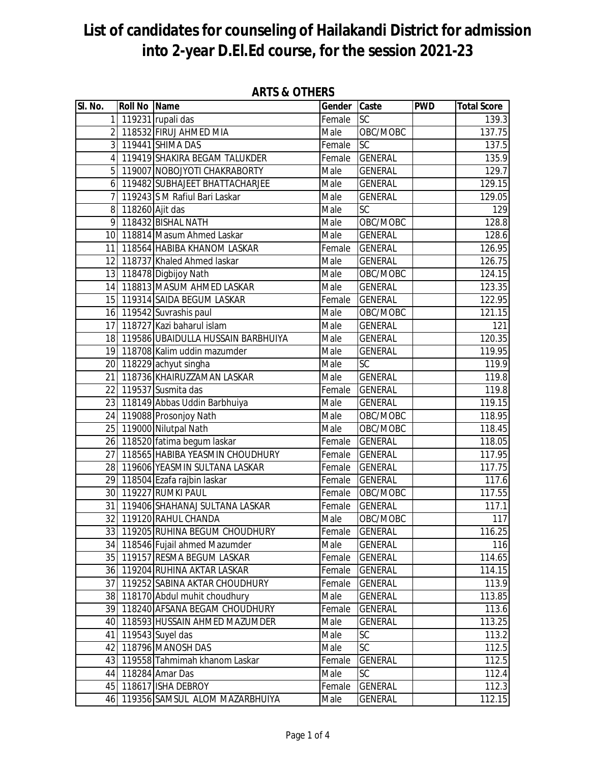# List of candidates for counseling of Hailakandi District for admission into 2-year D.El.Ed course, for the session 2021-23

## ARTS & OTHERS

| Sl. No. | Roll No | Name | Gender | Caste | PWD | Total Score |
|---|---|---|---|---|---|---|
| 1 | 119231 | rupali das | Female | SC | | 139.3 |
| 2 | 118532 | FIRUJ AHMED MIA | Male | OBC/MOBC | | 137.75 |
| 3 | 119441 | SHIMA DAS | Female | SC | | 137.5 |
| 4 | 119419 | SHAKIRA BEGAM TALUKDER | Female | GENERAL | | 135.9 |
| 5 | 119007 | NOBOJYOTI CHAKRABORTY | Male | GENERAL | | 129.7 |
| 6 | 119482 | SUBHAJEET BHATTACHARJEE | Male | GENERAL | | 129.15 |
| 7 | 119243 | S M Rafiul Bari Laskar | Male | GENERAL | | 129.05 |
| 8 | 118260 | Ajit das | Male | SC | | 129 |
| 9 | 118432 | BISHAL NATH | Male | OBC/MOBC | | 128.8 |
| 10 | 118814 | Masum Ahmed Laskar | Male | GENERAL | | 128.6 |
| 11 | 118564 | HABIBA KHANOM LASKAR | Female | GENERAL | | 126.95 |
| 12 | 118737 | Khaled Ahmed laskar | Male | GENERAL | | 126.75 |
| 13 | 118478 | Digbijoy Nath | Male | OBC/MOBC | | 124.15 |
| 14 | 118813 | MASUM AHMED LASKAR | Male | GENERAL | | 123.35 |
| 15 | 119314 | SAIDA BEGUM LASKAR | Female | GENERAL | | 122.95 |
| 16 | 119542 | Suvrashis paul | Male | OBC/MOBC | | 121.15 |
| 17 | 118727 | Kazi baharul islam | Male | GENERAL | | 121 |
| 18 | 119586 | UBAIDULLA HUSSAIN BARBHUIYA | Male | GENERAL | | 120.35 |
| 19 | 118708 | Kalim uddin mazumder | Male | GENERAL | | 119.95 |
| 20 | 118229 | achyut singha | Male | SC | | 119.9 |
| 21 | 118736 | KHAIRUZZAMAN LASKAR | Male | GENERAL | | 119.8 |
| 22 | 119537 | Susmita das | Female | GENERAL | | 119.8 |
| 23 | 118149 | Abbas Uddin Barbhuiya | Male | GENERAL | | 119.15 |
| 24 | 119088 | Prosonjoy Nath | Male | OBC/MOBC | | 118.95 |
| 25 | 119000 | Nilutpal Nath | Male | OBC/MOBC | | 118.45 |
| 26 | 118520 | fatima begum laskar | Female | GENERAL | | 118.05 |
| 27 | 118565 | HABIBA YEASMIN CHOUDHURY | Female | GENERAL | | 117.95 |
| 28 | 119606 | YEASMIN SULTANA LASKAR | Female | GENERAL | | 117.75 |
| 29 | 118504 | Ezafa rajbin laskar | Female | GENERAL | | 117.6 |
| 30 | 119227 | RUMKI PAUL | Female | OBC/MOBC | | 117.55 |
| 31 | 119406 | SHAHANAJ SULTANA LASKAR | Female | GENERAL | | 117.1 |
| 32 | 119120 | RAHUL CHANDA | Male | OBC/MOBC | | 117 |
| 33 | 119205 | RUHINA BEGUM CHOUDHURY | Female | GENERAL | | 116.25 |
| 34 | 118546 | Fujail ahmed Mazumder | Male | GENERAL | | 116 |
| 35 | 119157 | RESMA BEGUM LASKAR | Female | GENERAL | | 114.65 |
| 36 | 119204 | RUHINA AKTAR LASKAR | Female | GENERAL | | 114.15 |
| 37 | 119252 | SABINA AKTAR CHOUDHURY | Female | GENERAL | | 113.9 |
| 38 | 118170 | Abdul muhit choudhury | Male | GENERAL | | 113.85 |
| 39 | 118240 | AFSANA BEGAM CHOUDHURY | Female | GENERAL | | 113.6 |
| 40 | 118593 | HUSSAIN AHMED MAZUMDER | Male | GENERAL | | 113.25 |
| 41 | 119543 | Suyel das | Male | SC | | 113.2 |
| 42 | 118796 | MANOSH DAS | Male | SC | | 112.5 |
| 43 | 119558 | Tahmimah khanom Laskar | Female | GENERAL | | 112.5 |
| 44 | 118284 | Amar Das | Male | SC | | 112.4 |
| 45 | 118617 | ISHA DEBROY | Female | GENERAL | | 112.3 |
| 46 | 119356 | SAMSUL ALOM MAZARBHUIYA | Male | GENERAL | | 112.15 |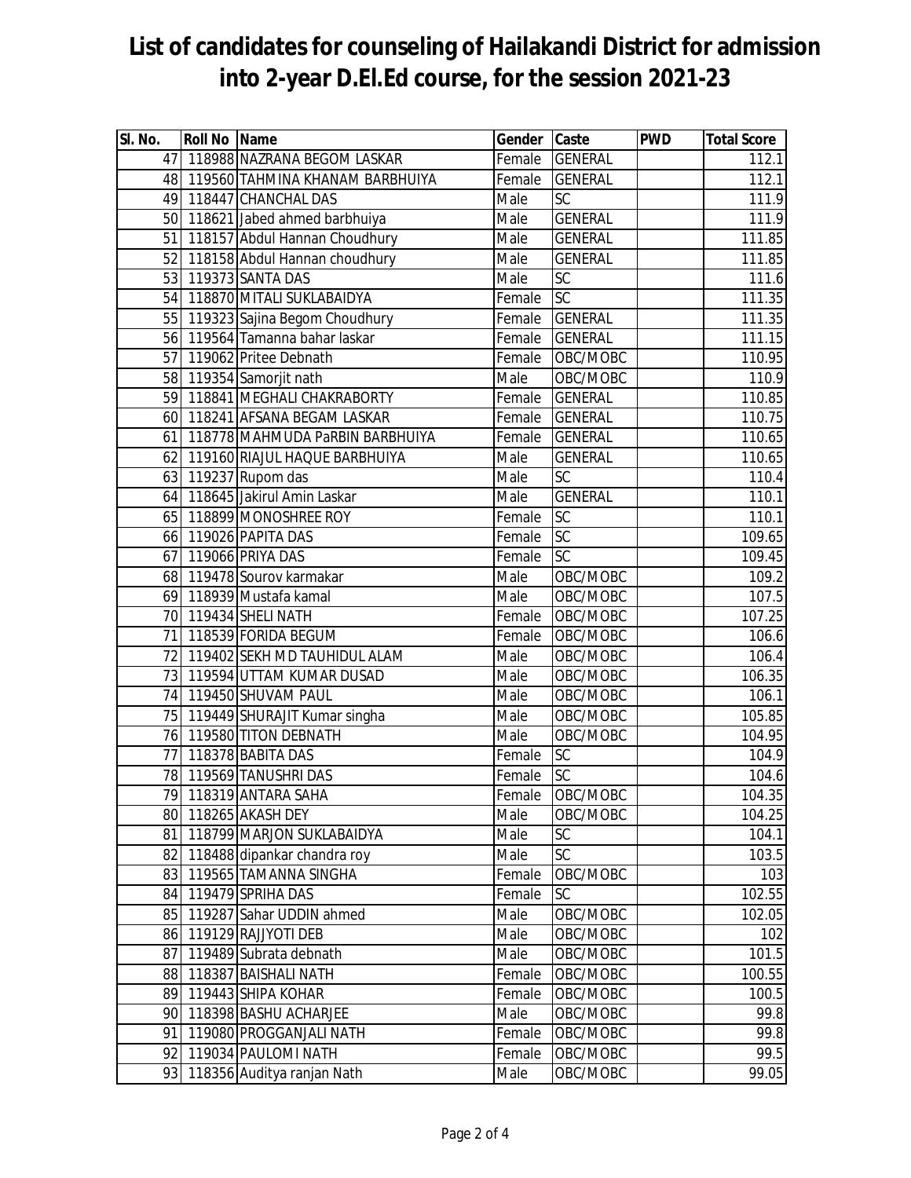# List of candidates for counseling of Hailakandi District for admission into 2-year D.El.Ed course, for the session 2021-23

| Sl. No. | Roll No | Name | Gender | Caste | PWD | Total Score |
|---|---|---|---|---|---|---|
| 47 | 118988 | NAZRANA BEGOM LASKAR | Female | GENERAL | | 112.1 |
| 48 | 119560 | TAHMINA KHANAM BARBHUIYA | Female | GENERAL | | 112.1 |
| 49 | 118447 | CHANCHAL DAS | Male | SC | | 111.9 |
| 50 | 118621 | Jabed ahmed barbhuiya | Male | GENERAL | | 111.9 |
| 51 | 118157 | Abdul Hannan Choudhury | Male | GENERAL | | 111.85 |
| 52 | 118158 | Abdul Hannan choudhury | Male | GENERAL | | 111.85 |
| 53 | 119373 | SANTA DAS | Male | SC | | 111.6 |
| 54 | 118870 | MITALI SUKLABAIDYA | Female | SC | | 111.35 |
| 55 | 119323 | Sajina Begom Choudhury | Female | GENERAL | | 111.35 |
| 56 | 119564 | Tamanna bahar laskar | Female | GENERAL | | 111.15 |
| 57 | 119062 | Pritee Debnath | Female | OBC/MOBC | | 110.95 |
| 58 | 119354 | Samorjit nath | Male | OBC/MOBC | | 110.9 |
| 59 | 118841 | MEGHALI CHAKRABORTY | Female | GENERAL | | 110.85 |
| 60 | 118241 | AFSANA BEGAM LASKAR | Female | GENERAL | | 110.75 |
| 61 | 118778 | MAHMUDA PaRBIN BARBHUIYA | Female | GENERAL | | 110.65 |
| 62 | 119160 | RIAJUL HAQUE BARBHUIYA | Male | GENERAL | | 110.65 |
| 63 | 119237 | Rupom das | Male | SC | | 110.4 |
| 64 | 118645 | Jakirul Amin Laskar | Male | GENERAL | | 110.1 |
| 65 | 118899 | MONOSHREE ROY | Female | SC | | 110.1 |
| 66 | 119026 | PAPITA DAS | Female | SC | | 109.65 |
| 67 | 119066 | PRIYA DAS | Female | SC | | 109.45 |
| 68 | 119478 | Sourov karmakar | Male | OBC/MOBC | | 109.2 |
| 69 | 118939 | Mustafa kamal | Male | OBC/MOBC | | 107.5 |
| 70 | 119434 | SHELI NATH | Female | OBC/MOBC | | 107.25 |
| 71 | 118539 | FORIDA BEGUM | Female | OBC/MOBC | | 106.6 |
| 72 | 119402 | SEKH MD TAUHIDUL ALAM | Male | OBC/MOBC | | 106.4 |
| 73 | 119594 | UTTAM KUMAR DUSAD | Male | OBC/MOBC | | 106.35 |
| 74 | 119450 | SHUVAM PAUL | Male | OBC/MOBC | | 106.1 |
| 75 | 119449 | SHURAJIT Kumar singha | Male | OBC/MOBC | | 105.85 |
| 76 | 119580 | TITON DEBNATH | Male | OBC/MOBC | | 104.95 |
| 77 | 118378 | BABITA DAS | Female | SC | | 104.9 |
| 78 | 119569 | TANUSHRI DAS | Female | SC | | 104.6 |
| 79 | 118319 | ANTARA SAHA | Female | OBC/MOBC | | 104.35 |
| 80 | 118265 | AKASH DEY | Male | OBC/MOBC | | 104.25 |
| 81 | 118799 | MARJON SUKLABAIDYA | Male | SC | | 104.1 |
| 82 | 118488 | dipankar chandra roy | Male | SC | | 103.5 |
| 83 | 119565 | TAMANNA SINGHA | Female | OBC/MOBC | | 103 |
| 84 | 119479 | SPRIHA DAS | Female | SC | | 102.55 |
| 85 | 119287 | Sahar UDDIN ahmed | Male | OBC/MOBC | | 102.05 |
| 86 | 119129 | RAJJYOTI DEB | Male | OBC/MOBC | | 102 |
| 87 | 119489 | Subrata debnath | Male | OBC/MOBC | | 101.5 |
| 88 | 118387 | BAISHALI NATH | Female | OBC/MOBC | | 100.55 |
| 89 | 119443 | SHIPA KOHAR | Female | OBC/MOBC | | 100.5 |
| 90 | 118398 | BASHU ACHARJEE | Male | OBC/MOBC | | 99.8 |
| 91 | 119080 | PROGGANJALI NATH | Female | OBC/MOBC | | 99.8 |
| 92 | 119034 | PAULOMI NATH | Female | OBC/MOBC | | 99.5 |
| 93 | 118356 | Auditya ranjan Nath | Male | OBC/MOBC | | 99.05 |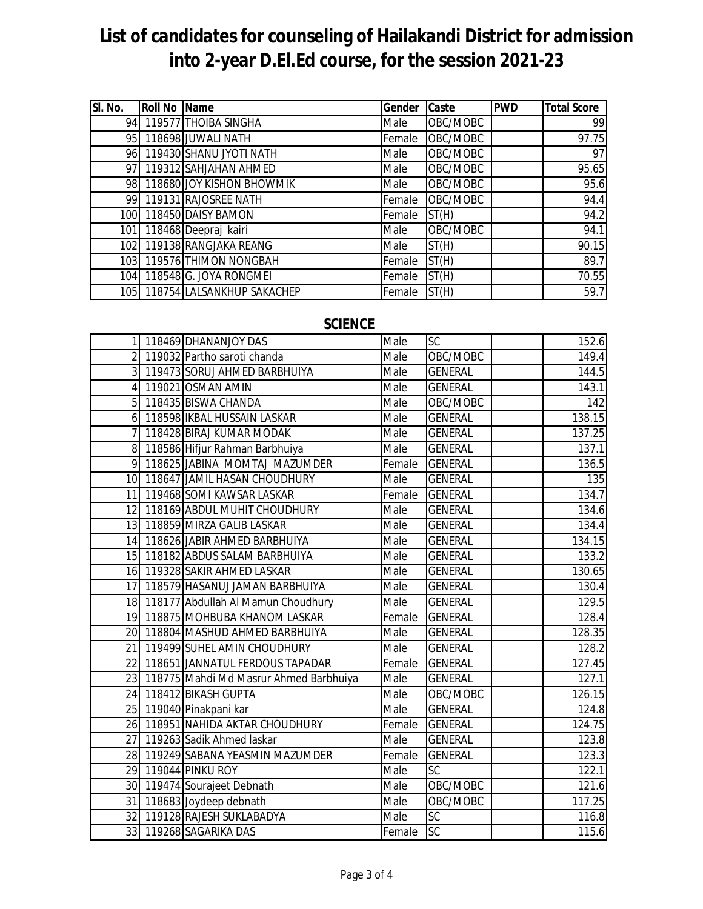# List of candidates for counseling of Hailakandi District for admission into 2-year D.El.Ed course, for the session 2021-23

| Sl. No. | Roll No | Name | Gender | Caste | PWD | Total Score |
|---|---|---|---|---|---|---|
| 94 | 119577 | THOIBA SINGHA | Male | OBC/MOBC | | 99 |
| 95 | 118698 | JUWALI NATH | Female | OBC/MOBC | | 97.75 |
| 96 | 119430 | SHANU JYOTI NATH | Male | OBC/MOBC | | 97 |
| 97 | 119312 | SAHJAHAN AHMED | Male | OBC/MOBC | | 95.65 |
| 98 | 118680 | JOY KISHON BHOWMIK | Male | OBC/MOBC | | 95.6 |
| 99 | 119131 | RAJOSREE NATH | Female | OBC/MOBC | | 94.4 |
| 100 | 118450 | DAISY BAMON | Female | ST(H) | | 94.2 |
| 101 | 118468 | Deepraj kairi | Male | OBC/MOBC | | 94.1 |
| 102 | 119138 | RANGJAKA REANG | Male | ST(H) | | 90.15 |
| 103 | 119576 | THIMON NONGBAH | Female | ST(H) | | 89.7 |
| 104 | 118548 | G. JOYA RONGMEI | Female | ST(H) | | 70.55 |
| 105 | 118754 | LALSANKHUP SAKACHEP | Female | ST(H) | | 59.7 |

## SCIENCE

| | | | | | | |
|---|---|---|---|---|---|---|
| 1 | 118469 | DHANANJOY DAS | Male | SC | | 152.6 |
| 2 | 119032 | Partho saroti chanda | Male | OBC/MOBC | | 149.4 |
| 3 | 119473 | SORUJ AHMED BARBHUIYA | Male | GENERAL | | 144.5 |
| 4 | 119021 | OSMAN AMIN | Male | GENERAL | | 143.1 |
| 5 | 118435 | BISWA CHANDA | Male | OBC/MOBC | | 142 |
| 6 | 118598 | IKBAL HUSSAIN LASKAR | Male | GENERAL | | 138.15 |
| 7 | 118428 | BIRAJ KUMAR MODAK | Male | GENERAL | | 137.25 |
| 8 | 118586 | Hifjur Rahman Barbhuiya | Male | GENERAL | | 137.1 |
| 9 | 118625 | JABINA MOMTAJ MAZUMDER | Female | GENERAL | | 136.5 |
| 10 | 118647 | JAMIL HASAN CHOUDHURY | Male | GENERAL | | 135 |
| 11 | 119468 | SOMI KAWSAR LASKAR | Female | GENERAL | | 134.7 |
| 12 | 118169 | ABDUL MUHIT CHOUDHURY | Male | GENERAL | | 134.6 |
| 13 | 118859 | MIRZA GALIB LASKAR | Male | GENERAL | | 134.4 |
| 14 | 118626 | JABIR AHMED BARBHUIYA | Male | GENERAL | | 134.15 |
| 15 | 118182 | ABDUS SALAM BARBHUIYA | Male | GENERAL | | 133.2 |
| 16 | 119328 | SAKIR AHMED LASKAR | Male | GENERAL | | 130.65 |
| 17 | 118579 | HASANUJ JAMAN BARBHUIYA | Male | GENERAL | | 130.4 |
| 18 | 118177 | Abdullah Al Mamun Choudhury | Male | GENERAL | | 129.5 |
| 19 | 118875 | MOHBUBA KHANOM LASKAR | Female | GENERAL | | 128.4 |
| 20 | 118804 | MASHUD AHMED BARBHUIYA | Male | GENERAL | | 128.35 |
| 21 | 119499 | SUHEL AMIN CHOUDHURY | Male | GENERAL | | 128.2 |
| 22 | 118651 | JANNATUL FERDOUS TAPADAR | Female | GENERAL | | 127.45 |
| 23 | 118775 | Mahdi Md Masrur Ahmed Barbhuiya | Male | GENERAL | | 127.1 |
| 24 | 118412 | BIKASH GUPTA | Male | OBC/MOBC | | 126.15 |
| 25 | 119040 | Pinakpani kar | Male | GENERAL | | 124.8 |
| 26 | 118951 | NAHIDA AKTAR CHOUDHURY | Female | GENERAL | | 124.75 |
| 27 | 119263 | Sadik Ahmed laskar | Male | GENERAL | | 123.8 |
| 28 | 119249 | SABANA YEASMIN MAZUMDER | Female | GENERAL | | 123.3 |
| 29 | 119044 | PINKU ROY | Male | SC | | 122.1 |
| 30 | 119474 | Sourajeet Debnath | Male | OBC/MOBC | | 121.6 |
| 31 | 118683 | Joydeep debnath | Male | OBC/MOBC | | 117.25 |
| 32 | 119128 | RAJESH SUKLABADYA | Male | SC | | 116.8 |
| 33 | 119268 | SAGARIKA DAS | Female | SC | | 115.6 |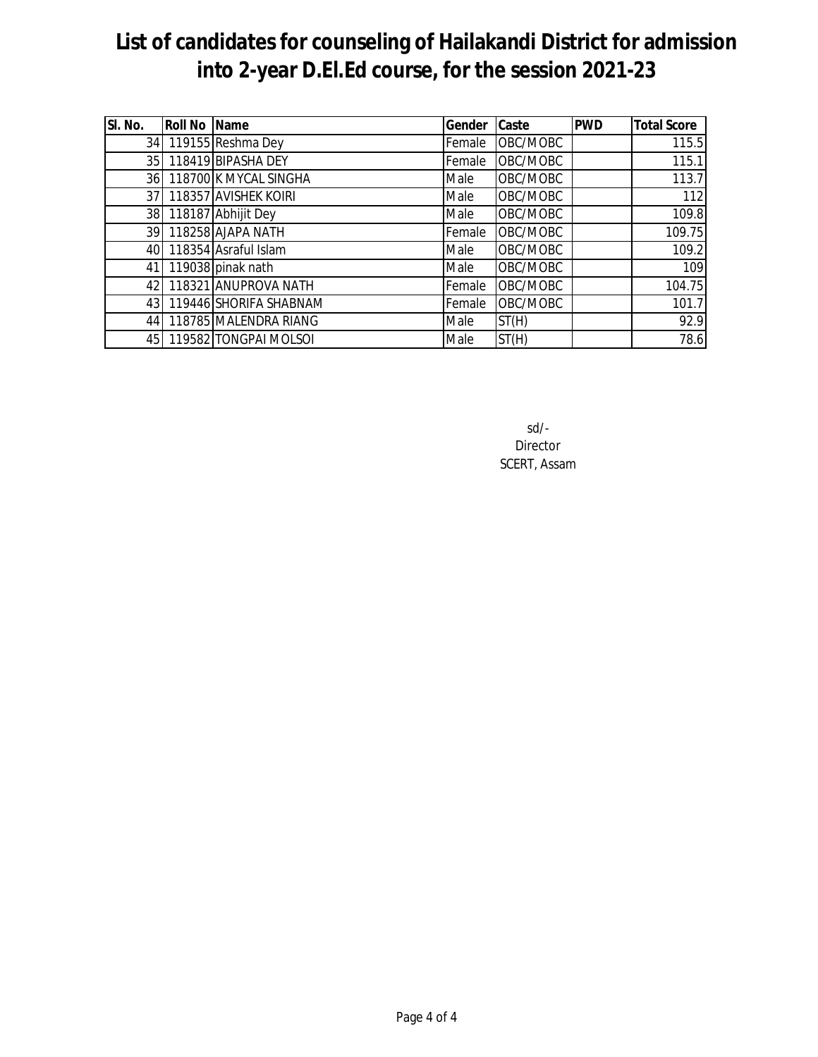# List of candidates for counseling of Hailakandi District for admission into 2-year D.El.Ed course, for the session 2021-23

| Sl. No. | Roll No | Name | Gender | Caste | PWD | Total Score |
|---|---|---|---|---|---|---|
| 34 | 119155 | Reshma Dey | Female | OBC/MOBC | | 115.5 |
| 35 | 118419 | BIPASHA DEY | Female | OBC/MOBC | | 115.1 |
| 36 | 118700 | K MYCAL SINGHA | Male | OBC/MOBC | | 113.7 |
| 37 | 118357 | AVISHEK KOIRI | Male | OBC/MOBC | | 112 |
| 38 | 118187 | Abhijit Dey | Male | OBC/MOBC | | 109.8 |
| 39 | 118258 | AJAPA NATH | Female | OBC/MOBC | | 109.75 |
| 40 | 118354 | Asraful Islam | Male | OBC/MOBC | | 109.2 |
| 41 | 119038 | pinak nath | Male | OBC/MOBC | | 109 |
| 42 | 118321 | ANUPROVA NATH | Female | OBC/MOBC | | 104.75 |
| 43 | 119446 | SHORIFA SHABNAM | Female | OBC/MOBC | | 101.7 |
| 44 | 118785 | MALENDRA RIANG | Male | ST(H) | | 92.9 |
| 45 | 119582 | TONGPAI MOLSOI | Male | ST(H) | | 78.6 |

sd/-
Director
SCERT, Assam